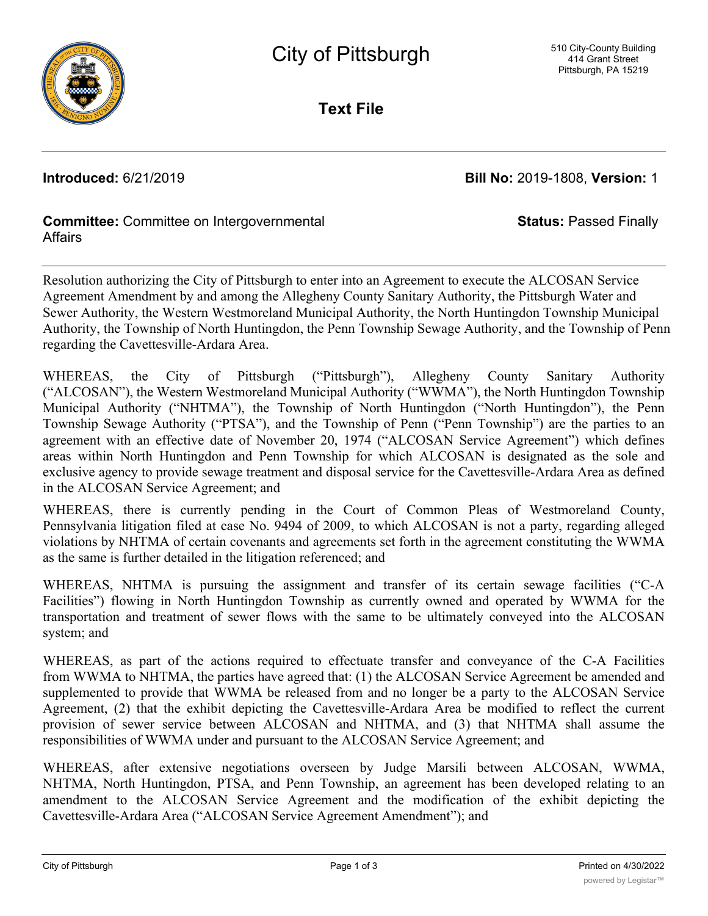# City of Pittsburgh

510 City-County Building
414 Grant Street
Pittsburgh, PA 15219

## Text File

**Introduced:** 6/21/2019

**Bill No:** 2019-1808, **Version:** 1

**Committee:** Committee on Intergovernmental Affairs

**Status:** Passed Finally

---

Resolution authorizing the City of Pittsburgh to enter into an Agreement to execute the ALCOSAN Service Agreement Amendment by and among the Allegheny County Sanitary Authority, the Pittsburgh Water and Sewer Authority, the Western Westmoreland Municipal Authority, the North Huntingdon Township Municipal Authority, the Township of North Huntingdon, the Penn Township Sewage Authority, and the Township of Penn regarding the Cavettesville-Ardara Area.

WHEREAS, the City of Pittsburgh ("Pittsburgh"), Allegheny County Sanitary Authority ("ALCOSAN"), the Western Westmoreland Municipal Authority ("WWMA"), the North Huntingdon Township Municipal Authority ("NHTMA"), the Township of North Huntingdon ("North Huntingdon"), the Penn Township Sewage Authority ("PTSA"), and the Township of Penn ("Penn Township") are the parties to an agreement with an effective date of November 20, 1974 ("ALCOSAN Service Agreement") which defines areas within North Huntingdon and Penn Township for which ALCOSAN is designated as the sole and exclusive agency to provide sewage treatment and disposal service for the Cavettesville-Ardara Area as defined in the ALCOSAN Service Agreement; and

WHEREAS, there is currently pending in the Court of Common Pleas of Westmoreland County, Pennsylvania litigation filed at case No. 9494 of 2009, to which ALCOSAN is not a party, regarding alleged violations by NHTMA of certain covenants and agreements set forth in the agreement constituting the WWMA as the same is further detailed in the litigation referenced; and

WHEREAS, NHTMA is pursuing the assignment and transfer of its certain sewage facilities ("C-A Facilities") flowing in North Huntingdon Township as currently owned and operated by WWMA for the transportation and treatment of sewer flows with the same to be ultimately conveyed into the ALCOSAN system; and

WHEREAS, as part of the actions required to effectuate transfer and conveyance of the C-A Facilities from WWMA to NHTMA, the parties have agreed that: (1) the ALCOSAN Service Agreement be amended and supplemented to provide that WWMA be released from and no longer be a party to the ALCOSAN Service Agreement, (2) that the exhibit depicting the Cavettesville-Ardara Area be modified to reflect the current provision of sewer service between ALCOSAN and NHTMA, and (3) that NHTMA shall assume the responsibilities of WWMA under and pursuant to the ALCOSAN Service Agreement; and

WHEREAS, after extensive negotiations overseen by Judge Marsili between ALCOSAN, WWMA, NHTMA, North Huntingdon, PTSA, and Penn Township, an agreement has been developed relating to an amendment to the ALCOSAN Service Agreement and the modification of the exhibit depicting the Cavettesville-Ardara Area ("ALCOSAN Service Agreement Amendment"); and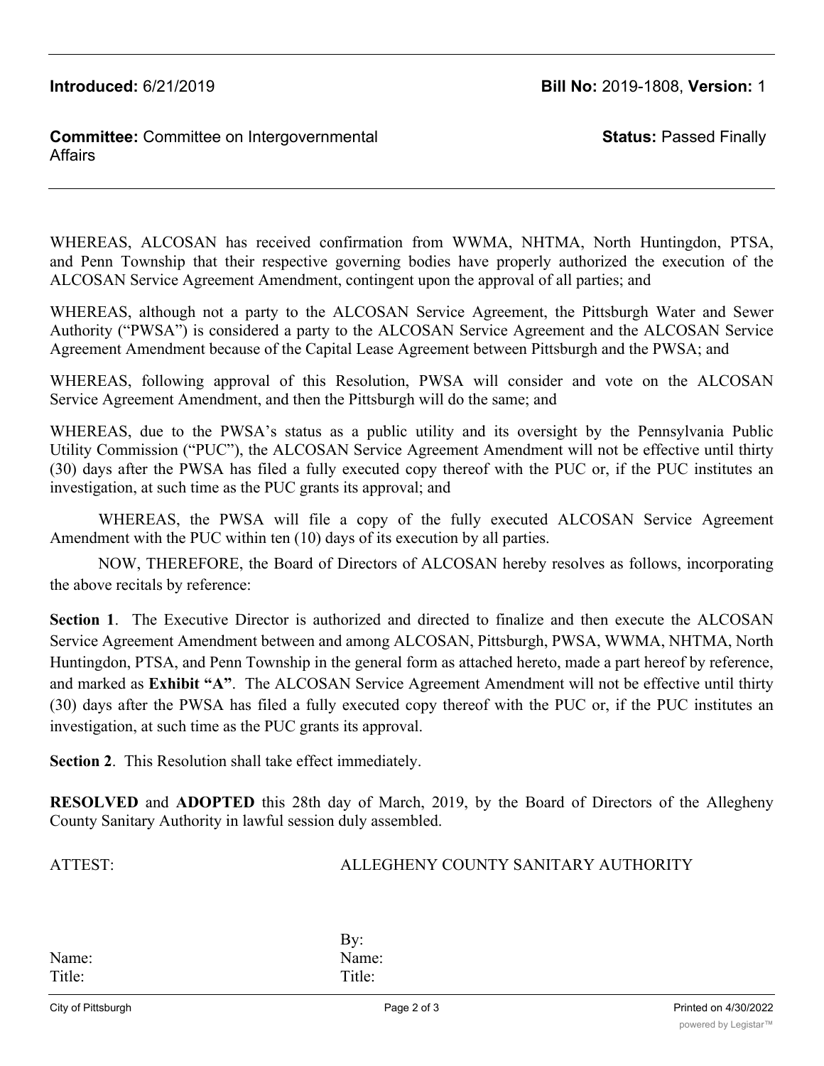WHEREAS, ALCOSAN has received confirmation from WWMA, NHTMA, North Huntingdon, PTSA, and Penn Township that their respective governing bodies have properly authorized the execution of the ALCOSAN Service Agreement Amendment, contingent upon the approval of all parties; and

WHEREAS, although not a party to the ALCOSAN Service Agreement, the Pittsburgh Water and Sewer Authority ("PWSA") is considered a party to the ALCOSAN Service Agreement and the ALCOSAN Service Agreement Amendment because of the Capital Lease Agreement between Pittsburgh and the PWSA; and

WHEREAS, following approval of this Resolution, PWSA will consider and vote on the ALCOSAN Service Agreement Amendment, and then the Pittsburgh will do the same; and

WHEREAS, due to the PWSA's status as a public utility and its oversight by the Pennsylvania Public Utility Commission ("PUC"), the ALCOSAN Service Agreement Amendment will not be effective until thirty (30) days after the PWSA has filed a fully executed copy thereof with the PUC or, if the PUC institutes an investigation, at such time as the PUC grants its approval; and

WHEREAS, the PWSA will file a copy of the fully executed ALCOSAN Service Agreement Amendment with the PUC within ten (10) days of its execution by all parties.

NOW, THEREFORE, the Board of Directors of ALCOSAN hereby resolves as follows, incorporating the above recitals by reference:

**Section 1**. The Executive Director is authorized and directed to finalize and then execute the ALCOSAN Service Agreement Amendment between and among ALCOSAN, Pittsburgh, PWSA, WWMA, NHTMA, North Huntingdon, PTSA, and Penn Township in the general form as attached hereto, made a part hereof by reference, and marked as **Exhibit "A"**. The ALCOSAN Service Agreement Amendment will not be effective until thirty (30) days after the PWSA has filed a fully executed copy thereof with the PUC or, if the PUC institutes an investigation, at such time as the PUC grants its approval.

**Section 2**. This Resolution shall take effect immediately.

**RESOLVED** and **ADOPTED** this 28th day of March, 2019, by the Board of Directors of the Allegheny County Sanitary Authority in lawful session duly assembled.

ATTEST: ALLEGHENY COUNTY SANITARY AUTHORITY

By:

Name: Name:

Title: Title: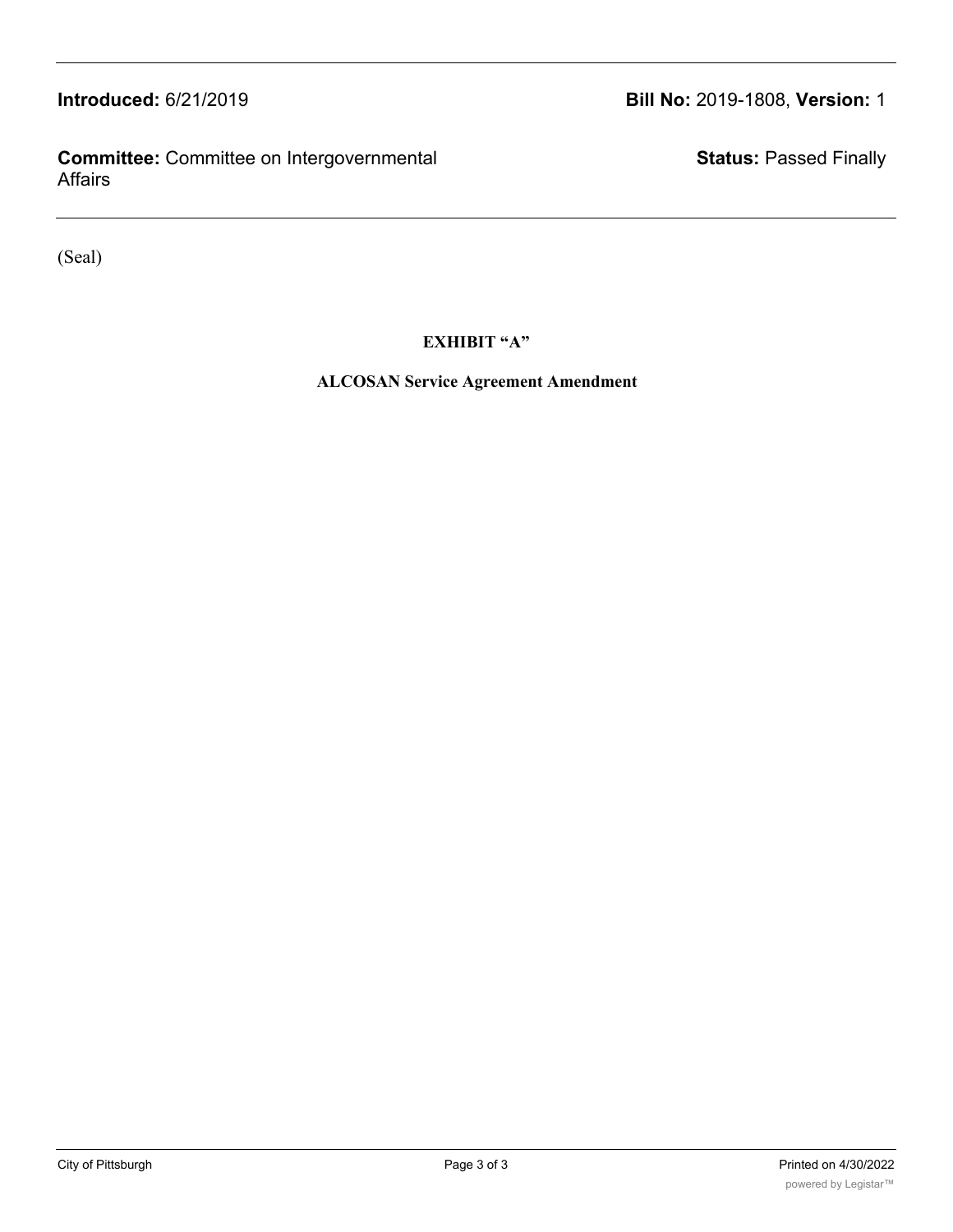(Seal)

**EXHIBIT "A"**

**ALCOSAN Service Agreement Amendment**